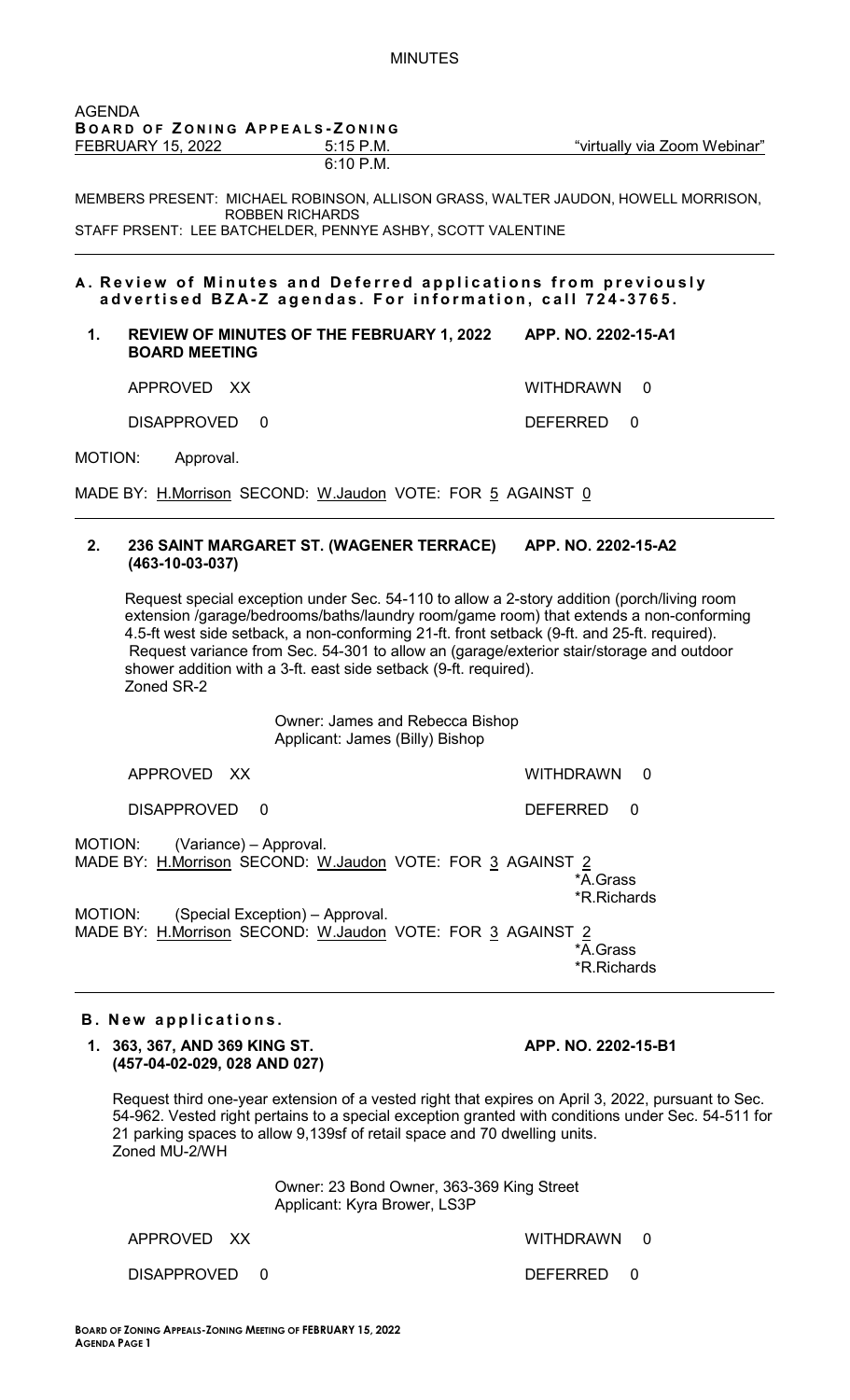MINUTES

AGENDA
**BOARD OF ZONING APPEALS-ZONING**
FEBRUARY 15, 2022 5:15 P.M. "virtually via Zoom Webinar"
6:10 P.M.

MEMBERS PRESENT: MICHAEL ROBINSON, ALLISON GRASS, WALTER JAUDON, HOWELL MORRISON, ROBBEN RICHARDS
STAFF PRSENT: LEE BATCHELDER, PENNYE ASHBY, SCOTT VALENTINE

## A. Review of Minutes and Deferred applications from previously advertised BZA-Z agendas. For information, call 724-3765.

**1. REVIEW OF MINUTES OF THE FEBRUARY 1, 2022 BOARD MEETING** **APP. NO. 2202-15-A1**

APPROVED XX WITHDRAWN 0

DISAPPROVED 0 DEFERRED 0

MOTION: Approval.

MADE BY: H.Morrison SECOND: W.Jaudon VOTE: FOR 5 AGAINST 0

**2. 236 SAINT MARGARET ST. (WAGENER TERRACE) (463-10-03-037)** **APP. NO. 2202-15-A2**

Request special exception under Sec. 54-110 to allow a 2-story addition (porch/living room extension /garage/bedrooms/baths/laundry room/game room) that extends a non-conforming 4.5-ft west side setback, a non-conforming 21-ft. front setback (9-ft. and 25-ft. required). Request variance from Sec. 54-301 to allow an (garage/exterior stair/storage and outdoor shower addition with a 3-ft. east side setback (9-ft. required).
Zoned SR-2

Owner: James and Rebecca Bishop
Applicant: James (Billy) Bishop

APPROVED XX WITHDRAWN 0

DISAPPROVED 0 DEFERRED 0

MOTION: (Variance) – Approval.
MADE BY: H.Morrison SECOND: W.Jaudon VOTE: FOR 3 AGAINST 2
*A.Grass
*R.Richards

MOTION: (Special Exception) – Approval.
MADE BY: H.Morrison SECOND: W.Jaudon VOTE: FOR 3 AGAINST 2
*A.Grass
*R.Richards

## B. New applications.

**1. 363, 367, AND 369 KING ST. (457-04-02-029, 028 AND 027)** **APP. NO. 2202-15-B1**

Request third one-year extension of a vested right that expires on April 3, 2022, pursuant to Sec. 54-962. Vested right pertains to a special exception granted with conditions under Sec. 54-511 for 21 parking spaces to allow 9,139sf of retail space and 70 dwelling units.
Zoned MU-2/WH

Owner: 23 Bond Owner, 363-369 King Street
Applicant: Kyra Brower, LS3P

APPROVED XX WITHDRAWN 0

DISAPPROVED 0 DEFERRED 0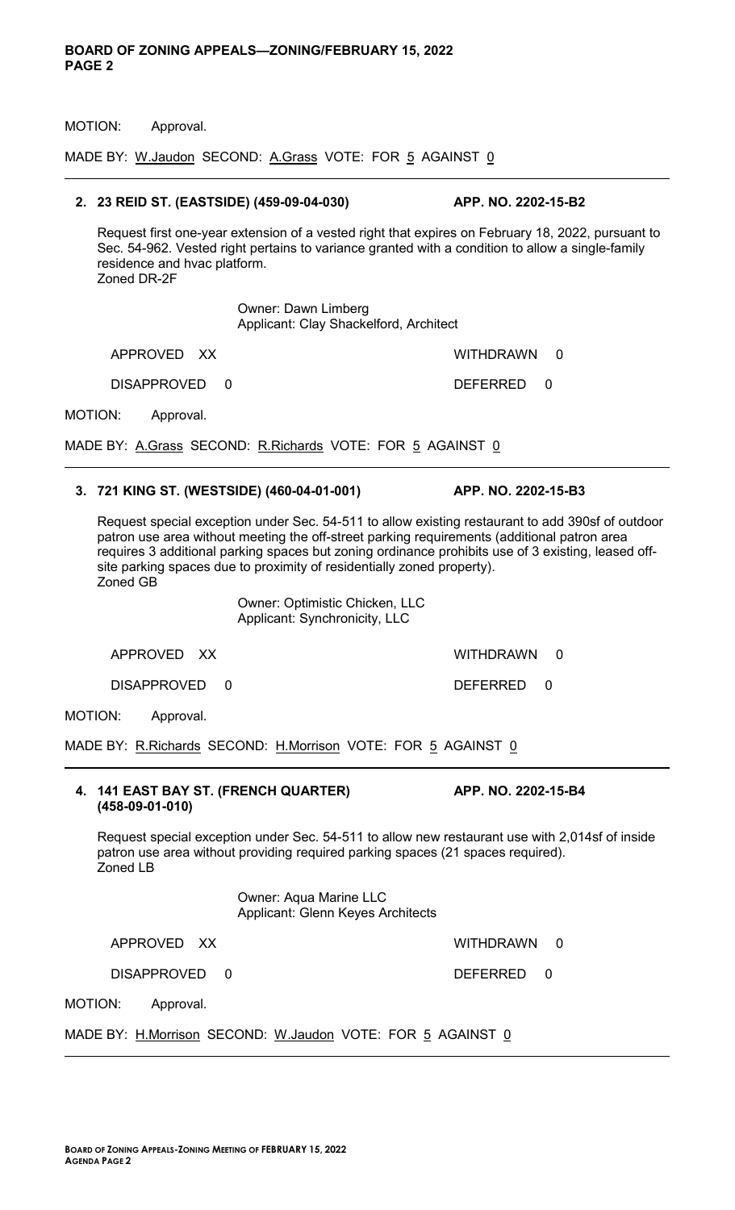MOTION: Approval.

MADE BY: W.Jaudon SECOND: A.Grass VOTE: FOR 5 AGAINST 0

---

**2. 23 REID ST. (EASTSIDE) (459-09-04-030) APP. NO. 2202-15-B2**

Request first one-year extension of a vested right that expires on February 18, 2022, pursuant to Sec. 54-962. Vested right pertains to variance granted with a condition to allow a single-family residence and hvac platform.
Zoned DR-2F

Owner: Dawn Limberg
Applicant: Clay Shackelford, Architect

APPROVED XX WITHDRAWN 0

DISAPPROVED 0 DEFERRED 0

MOTION: Approval.

MADE BY: A.Grass SECOND: R.Richards VOTE: FOR 5 AGAINST 0

---

**3. 721 KING ST. (WESTSIDE) (460-04-01-001) APP. NO. 2202-15-B3**

Request special exception under Sec. 54-511 to allow existing restaurant to add 390sf of outdoor patron use area without meeting the off-street parking requirements (additional patron area requires 3 additional parking spaces but zoning ordinance prohibits use of 3 existing, leased off-site parking spaces due to proximity of residentially zoned property).
Zoned GB

Owner: Optimistic Chicken, LLC
Applicant: Synchronicity, LLC

APPROVED XX WITHDRAWN 0

DISAPPROVED 0 DEFERRED 0

MOTION: Approval.

MADE BY: R.Richards SECOND: H.Morrison VOTE: FOR 5 AGAINST 0

---

**4. 141 EAST BAY ST. (FRENCH QUARTER) (458-09-01-010) APP. NO. 2202-15-B4**

Request special exception under Sec. 54-511 to allow new restaurant use with 2,014sf of inside patron use area without providing required parking spaces (21 spaces required).
Zoned LB

Owner: Aqua Marine LLC
Applicant: Glenn Keyes Architects

APPROVED XX WITHDRAWN 0

DISAPPROVED 0 DEFERRED 0

MOTION: Approval.

MADE BY: H.Morrison SECOND: W.Jaudon VOTE: FOR 5 AGAINST 0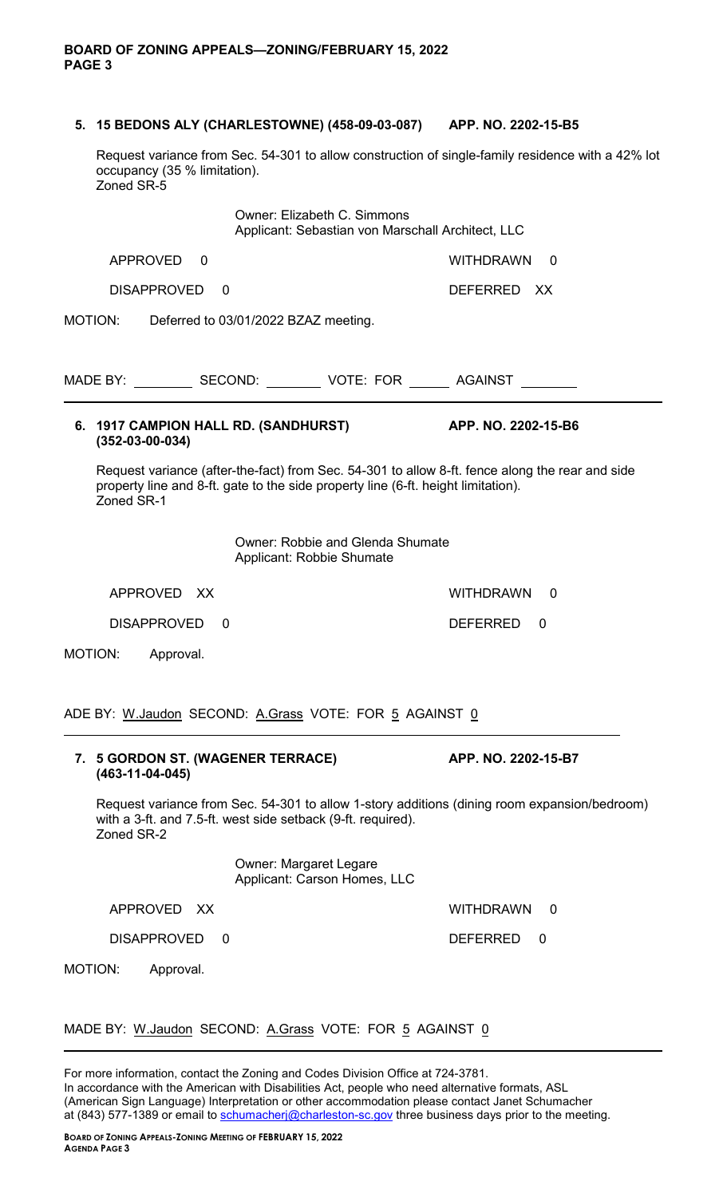**5. 15 BEDONS ALY (CHARLESTOWNE) (458-09-03-087) APP. NO. 2202-15-B5**

Request variance from Sec. 54-301 to allow construction of single-family residence with a 42% lot occupancy (35 % limitation).
Zoned SR-5

Owner: Elizabeth C. Simmons
Applicant: Sebastian von Marschall Architect, LLC

APPROVED 0 WITHDRAWN 0

DISAPPROVED 0 DEFERRED XX

MOTION: Deferred to 03/01/2022 BZAZ meeting.

MADE BY: ________ SECOND: ________ VOTE: FOR ______ AGAINST ________

---

**6. 1917 CAMPION HALL RD. (SANDHURST) (352-03-00-034) APP. NO. 2202-15-B6**

Request variance (after-the-fact) from Sec. 54-301 to allow 8-ft. fence along the rear and side property line and 8-ft. gate to the side property line (6-ft. height limitation).
Zoned SR-1

Owner: Robbie and Glenda Shumate
Applicant: Robbie Shumate

APPROVED XX WITHDRAWN 0

DISAPPROVED 0 DEFERRED 0

MOTION: Approval.

ADE BY: W.Jaudon SECOND: A.Grass VOTE: FOR 5 AGAINST 0

---

**7. 5 GORDON ST. (WAGENER TERRACE) (463-11-04-045) APP. NO. 2202-15-B7**

Request variance from Sec. 54-301 to allow 1-story additions (dining room expansion/bedroom) with a 3-ft. and 7.5-ft. west side setback (9-ft. required).
Zoned SR-2

Owner: Margaret Legare
Applicant: Carson Homes, LLC

APPROVED XX WITHDRAWN 0

DISAPPROVED 0 DEFERRED 0

MOTION: Approval.

MADE BY: W.Jaudon SECOND: A.Grass VOTE: FOR 5 AGAINST 0

---

For more information, contact the Zoning and Codes Division Office at 724-3781.
In accordance with the American with Disabilities Act, people who need alternative formats, ASL (American Sign Language) Interpretation or other accommodation please contact Janet Schumacher at (843) 577-1389 or email to schumacherj@charleston-sc.gov three business days prior to the meeting.